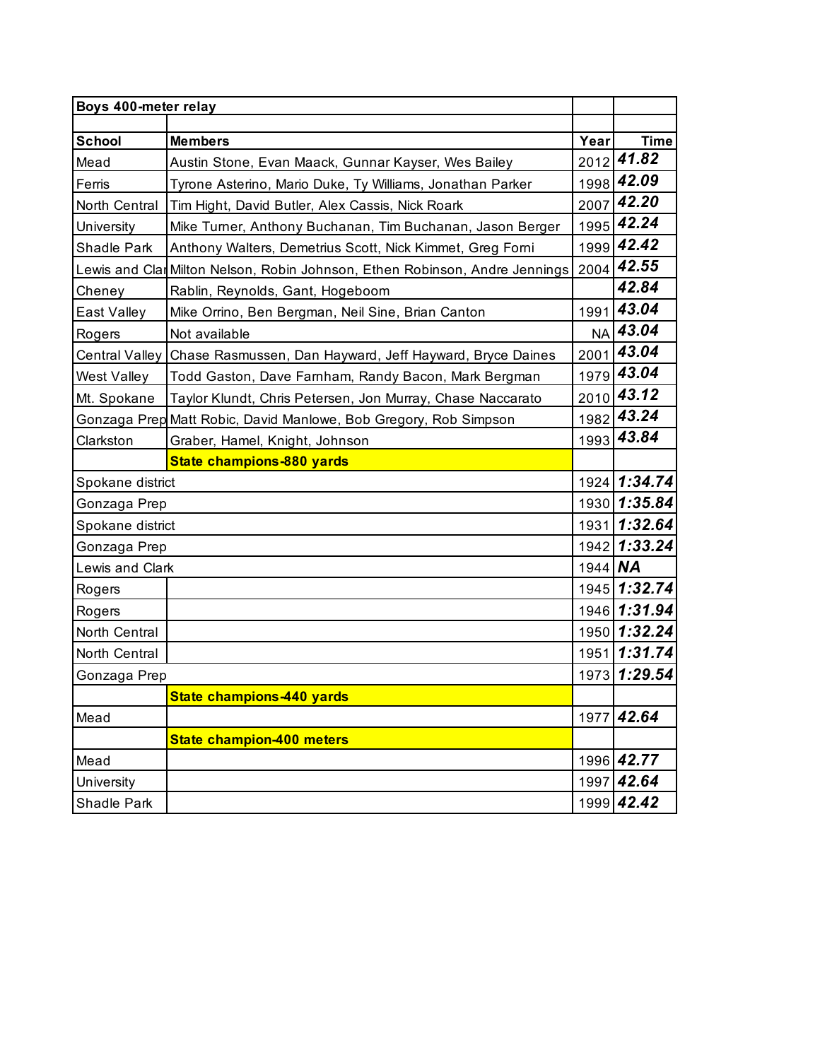| Boys 400-meter relay | | | |
| --- | --- | --- | --- |
| | | | |
| School | Members | Year | Time |
| Mead | Austin Stone, Evan Maack, Gunnar Kayser, Wes Bailey | 2012 | ***41.82*** |
| Ferris | Tyrone Asterino, Mario Duke, Ty Williams, Jonathan Parker | 1998 | ***42.09*** |
| North Central | Tim Hight, David Butler, Alex Cassis, Nick Roark | 2007 | ***42.20*** |
| University | Mike Turner, Anthony Buchanan, Tim Buchanan, Jason Berger | 1995 | ***42.24*** |
| Shadle Park | Anthony Walters, Demetrius Scott, Nick Kimmet, Greg Forni | 1999 | ***42.42*** |
| Lewis and Clar | Milton Nelson, Robin Johnson, Ethen Robinson, Andre Jennings | 2004 | ***42.55*** |
| Cheney | Rablin, Reynolds, Gant, Hogeboom | | ***42.84*** |
| East Valley | Mike Orrino, Ben Bergman, Neil Sine, Brian Canton | 1991 | ***43.04*** |
| Rogers | Not available | NA | ***43.04*** |
| Central Valley | Chase Rasmussen, Dan Hayward, Jeff Hayward, Bryce Daines | 2001 | ***43.04*** |
| West Valley | Todd Gaston, Dave Farnham, Randy Bacon, Mark Bergman | 1979 | ***43.04*** |
| Mt. Spokane | Taylor Klundt, Chris Petersen, Jon Murray, Chase Naccarato | 2010 | ***43.12*** |
| Gonzaga Prep | Matt Robic, David Manlowe, Bob Gregory, Rob Simpson | 1982 | ***43.24*** |
| Clarkston | Graber, Hamel, Knight, Johnson | 1993 | ***43.84*** |
| | **State champions-880 yards** | | |
| Spokane district | | 1924 | ***1:34.74*** |
| Gonzaga Prep | | 1930 | ***1:35.84*** |
| Spokane district | | 1931 | ***1:32.64*** |
| Gonzaga Prep | | 1942 | ***1:33.24*** |
| Lewis and Clark | | 1944 | ***NA*** |
| Rogers | | 1945 | ***1:32.74*** |
| Rogers | | 1946 | ***1:31.94*** |
| North Central | | 1950 | ***1:32.24*** |
| North Central | | 1951 | ***1:31.74*** |
| Gonzaga Prep | | 1973 | ***1:29.54*** |
| | **State champions-440 yards** | | |
| Mead | | 1977 | ***42.64*** |
| | **State champion-400 meters** | | |
| Mead | | 1996 | ***42.77*** |
| University | | 1997 | ***42.64*** |
| Shadle Park | | 1999 | ***42.42*** |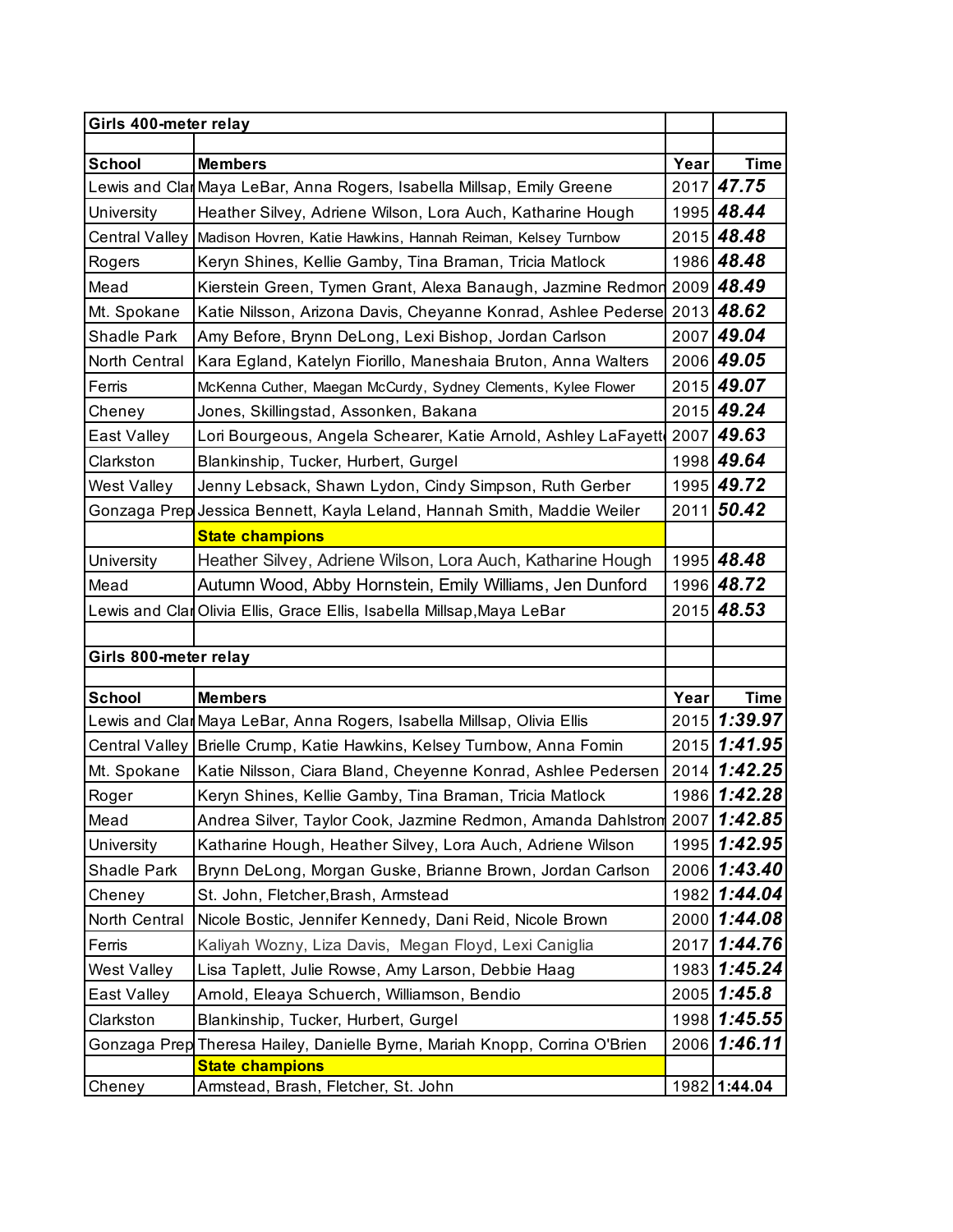## Girls 400-meter relay

| School | Members | Year | Time |
|---|---|---|---|
| Lewis and Clar | Maya LeBar, Anna Rogers, Isabella Millsap, Emily Greene | 2017 | ***47.75*** |
| University | Heather Silvey, Adriene Wilson, Lora Auch, Katharine Hough | 1995 | ***48.44*** |
| Central Valley | Madison Hovren, Katie Hawkins, Hannah Reiman, Kelsey Turnbow | 2015 | ***48.48*** |
| Rogers | Keryn Shines, Kellie Gamby, Tina Braman, Tricia Matlock | 1986 | ***48.48*** |
| Mead | Kierstein Green, Tymen Grant, Alexa Banaugh, Jazmine Redmon | 2009 | ***48.49*** |
| Mt. Spokane | Katie Nilsson, Arizona Davis, Cheyanne Konrad, Ashlee Pederse | 2013 | ***48.62*** |
| Shadle Park | Amy Before, Brynn DeLong, Lexi Bishop, Jordan Carlson | 2007 | ***49.04*** |
| North Central | Kara Egland, Katelyn Fiorillo, Maneshaia Bruton, Anna Walters | 2006 | ***49.05*** |
| Ferris | McKenna Cuther, Maegan McCurdy, Sydney Clements, Kylee Flower | 2015 | ***49.07*** |
| Cheney | Jones, Skillingstad, Assonken, Bakana | 2015 | ***49.24*** |
| East Valley | Lori Bourgeous, Angela Schearer, Katie Arnold, Ashley LaFayett | 2007 | ***49.63*** |
| Clarkston | Blankinship, Tucker, Hurbert, Gurgel | 1998 | ***49.64*** |
| West Valley | Jenny Lebsack, Shawn Lydon, Cindy Simpson, Ruth Gerber | 1995 | ***49.72*** |
| Gonzaga Prep | Jessica Bennett, Kayla Leland, Hannah Smith, Maddie Weiler | 2011 | ***50.42*** |
| | **State champions** | | |
| University | Heather Silvey, Adriene Wilson, Lora Auch, Katharine Hough | 1995 | ***48.48*** |
| Mead | Autumn Wood, Abby Hornstein, Emily Williams, Jen Dunford | 1996 | ***48.72*** |
| Lewis and Clar | Olivia Ellis, Grace Ellis, Isabella Millsap,Maya LeBar | 2015 | ***48.53*** |

## Girls 800-meter relay

| School | Members | Year | Time |
|---|---|---|---|
| Lewis and Clar | Maya LeBar, Anna Rogers, Isabella Millsap, Olivia Ellis | 2015 | ***1:39.97*** |
| Central Valley | Brielle Crump, Katie Hawkins, Kelsey Turnbow, Anna Fomin | 2015 | ***1:41.95*** |
| Mt. Spokane | Katie Nilsson, Ciara Bland, Cheyenne Konrad, Ashlee Pedersen | 2014 | ***1:42.25*** |
| Roger | Keryn Shines, Kellie Gamby, Tina Braman, Tricia Matlock | 1986 | ***1:42.28*** |
| Mead | Andrea Silver, Taylor Cook, Jazmine Redmon, Amanda Dahlstron | 2007 | ***1:42.85*** |
| University | Katharine Hough, Heather Silvey, Lora Auch, Adriene Wilson | 1995 | ***1:42.95*** |
| Shadle Park | Brynn DeLong, Morgan Guske, Brianne Brown, Jordan Carlson | 2006 | ***1:43.40*** |
| Cheney | St. John, Fletcher,Brash, Armstead | 1982 | ***1:44.04*** |
| North Central | Nicole Bostic, Jennifer Kennedy, Dani Reid, Nicole Brown | 2000 | ***1:44.08*** |
| Ferris | Kaliyah Wozny, Liza Davis, Megan Floyd, Lexi Caniglia | 2017 | ***1:44.76*** |
| West Valley | Lisa Taplett, Julie Rowse, Amy Larson, Debbie Haag | 1983 | ***1:45.24*** |
| East Valley | Arnold, Eleaya Schuerch, Williamson, Bendio | 2005 | ***1:45.8*** |
| Clarkston | Blankinship, Tucker, Hurbert, Gurgel | 1998 | ***1:45.55*** |
| Gonzaga Prep | Theresa Hailey, Danielle Byrne, Mariah Knopp, Corrina O'Brien | 2006 | ***1:46.11*** |
| | **State champions** | | |
| Cheney | Armstead, Brash, Fletcher, St. John | 1982 | **1:44.04** |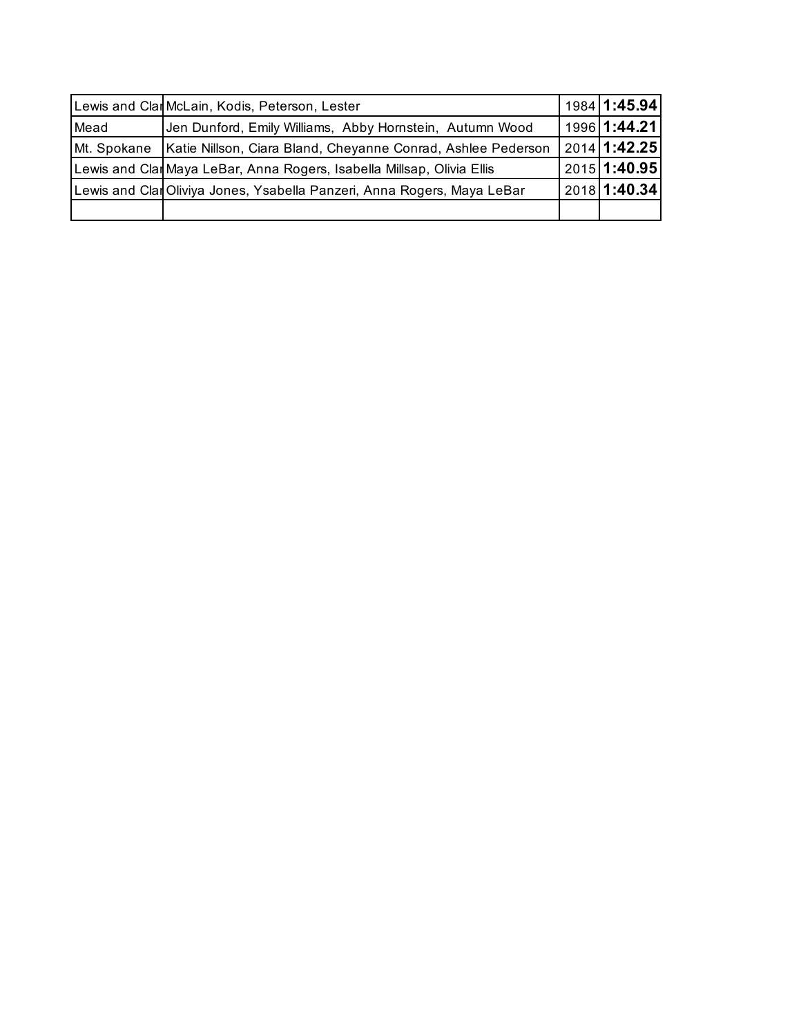| | | | |
|---|---|---|---|
| Lewis and Clar | McLain, Kodis, Peterson, Lester | 1984 | **1:45.94** |
| Mead | Jen Dunford, Emily Williams, Abby Hornstein, Autumn Wood | 1996 | **1:44.21** |
| Mt. Spokane | Katie Nillson, Ciara Bland, Cheyanne Conrad, Ashlee Pederson | 2014 | **1:42.25** |
| Lewis and Clar | Maya LeBar, Anna Rogers, Isabella Millsap, Olivia Ellis | 2015 | **1:40.95** |
| Lewis and Clar | Oliviya Jones, Ysabella Panzeri, Anna Rogers, Maya LeBar | 2018 | **1:40.34** |
| | | | |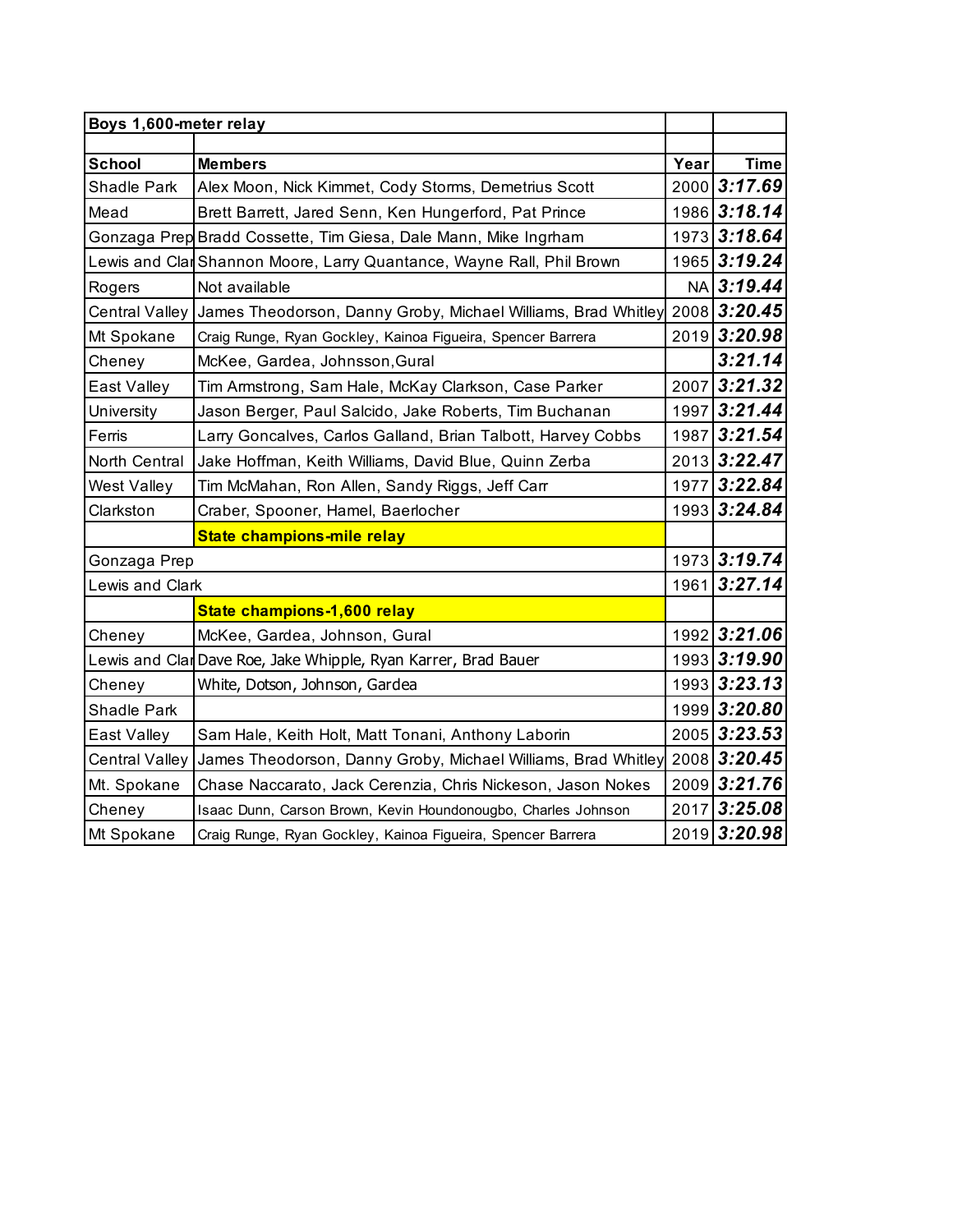| **Boys 1,600-meter relay** | | | |
|---|---|---|---|
| | | | |
| **School** | **Members** | **Year** | **Time** |
| Shadle Park | Alex Moon, Nick Kimmet, Cody Storms, Demetrius Scott | 2000 | ***3:17.69*** |
| Mead | Brett Barrett, Jared Senn, Ken Hungerford, Pat Prince | 1986 | ***3:18.14*** |
| Gonzaga Prep | Bradd Cossette, Tim Giesa, Dale Mann, Mike Ingrham | 1973 | ***3:18.64*** |
| Lewis and Clar | Shannon Moore, Larry Quantance, Wayne Rall, Phil Brown | 1965 | ***3:19.24*** |
| Rogers | Not available | NA | ***3:19.44*** |
| Central Valley | James Theodorson, Danny Groby, Michael Williams, Brad Whitley | 2008 | ***3:20.45*** |
| Mt Spokane | Craig Runge, Ryan Gockley, Kainoa Figueira, Spencer Barrera | 2019 | ***3:20.98*** |
| Cheney | McKee, Gardea, Johnsson,Gural | | ***3:21.14*** |
| East Valley | Tim Armstrong, Sam Hale, McKay Clarkson, Case Parker | 2007 | ***3:21.32*** |
| University | Jason Berger, Paul Salcido, Jake Roberts, Tim Buchanan | 1997 | ***3:21.44*** |
| Ferris | Larry Goncalves, Carlos Galland, Brian Talbott, Harvey Cobbs | 1987 | ***3:21.54*** |
| North Central | Jake Hoffman, Keith Williams, David Blue, Quinn Zerba | 2013 | ***3:22.47*** |
| West Valley | Tim McMahan, Ron Allen, Sandy Riggs, Jeff Carr | 1977 | ***3:22.84*** |
| Clarkston | Craber, Spooner, Hamel, Baerlocher | 1993 | ***3:24.84*** |
| | **State champions-mile relay** | | |
| Gonzaga Prep | | 1973 | ***3:19.74*** |
| Lewis and Clark | | 1961 | ***3:27.14*** |
| | **State champions-1,600 relay** | | |
| Cheney | McKee, Gardea, Johnson, Gural | 1992 | ***3:21.06*** |
| Lewis and Clar | Dave Roe, Jake Whipple, Ryan Karrer, Brad Bauer | 1993 | ***3:19.90*** |
| Cheney | White, Dotson, Johnson, Gardea | 1993 | ***3:23.13*** |
| Shadle Park | | 1999 | ***3:20.80*** |
| East Valley | Sam Hale, Keith Holt, Matt Tonani, Anthony Laborin | 2005 | ***3:23.53*** |
| Central Valley | James Theodorson, Danny Groby, Michael Williams, Brad Whitley | 2008 | ***3:20.45*** |
| Mt. Spokane | Chase Naccarato, Jack Cerenzia, Chris Nickeson, Jason Nokes | 2009 | ***3:21.76*** |
| Cheney | Isaac Dunn, Carson Brown, Kevin Houndonougbo, Charles Johnson | 2017 | ***3:25.08*** |
| Mt Spokane | Craig Runge, Ryan Gockley, Kainoa Figueira, Spencer Barrera | 2019 | ***3:20.98*** |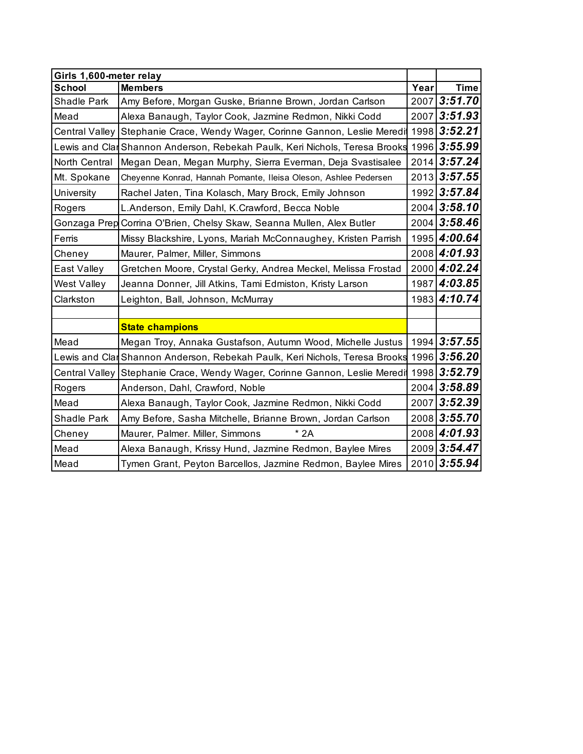| Girls 1,600-meter relay | | | |
|---|---|---|---|
| **School** | **Members** | **Year** | **Time** |
| Shadle Park | Amy Before, Morgan Guske, Brianne Brown, Jordan Carlson | 2007 | ***3:51.70*** |
| Mead | Alexa Banaugh, Taylor Cook, Jazmine Redmon, Nikki Codd | 2007 | ***3:51.93*** |
| Central Valley | Stephanie Crace, Wendy Wager, Corinne Gannon, Leslie Meredi | 1998 | ***3:52.21*** |
| Lewis and Clar | Shannon Anderson, Rebekah Paulk, Keri Nichols, Teresa Brooks | 1996 | ***3:55.99*** |
| North Central | Megan Dean, Megan Murphy, Sierra Everman, Deja Svastisalee | 2014 | ***3:57.24*** |
| Mt. Spokane | Cheyenne Konrad, Hannah Pomante, Ileisa Oleson, Ashlee Pedersen | 2013 | ***3:57.55*** |
| University | Rachel Jaten, Tina Kolasch, Mary Brock, Emily Johnson | 1992 | ***3:57.84*** |
| Rogers | L.Anderson, Emily Dahl, K.Crawford, Becca Noble | 2004 | ***3:58.10*** |
| Gonzaga Prep | Corrina O'Brien, Chelsy Skaw, Seanna Mullen, Alex Butler | 2004 | ***3:58.46*** |
| Ferris | Missy Blackshire, Lyons, Mariah McConnaughey, Kristen Parrish | 1995 | ***4:00.64*** |
| Cheney | Maurer, Palmer, Miller, Simmons | 2008 | ***4:01.93*** |
| East Valley | Gretchen Moore, Crystal Gerky, Andrea Meckel, Melissa Frostad | 2000 | ***4:02.24*** |
| West Valley | Jeanna Donner, Jill Atkins, Tami Edmiston, Kristy Larson | 1987 | ***4:03.85*** |
| Clarkston | Leighton, Ball, Johnson, McMurray | 1983 | ***4:10.74*** |
| | | | |
| | **State champions** | | |
| Mead | Megan Troy, Annaka Gustafson, Autumn Wood, Michelle Justus | 1994 | ***3:57.55*** |
| Lewis and Clar | Shannon Anderson, Rebekah Paulk, Keri Nichols, Teresa Brooks | 1996 | ***3:56.20*** |
| Central Valley | Stephanie Crace, Wendy Wager, Corinne Gannon, Leslie Meredi | 1998 | ***3:52.79*** |
| Rogers | Anderson, Dahl, Crawford, Noble | 2004 | ***3:58.89*** |
| Mead | Alexa Banaugh, Taylor Cook, Jazmine Redmon, Nikki Codd | 2007 | ***3:52.39*** |
| Shadle Park | Amy Before, Sasha Mitchelle, Brianne Brown, Jordan Carlson | 2008 | ***3:55.70*** |
| Cheney | Maurer, Palmer. Miller, Simmons * 2A | 2008 | ***4:01.93*** |
| Mead | Alexa Banaugh, Krissy Hund, Jazmine Redmon, Baylee Mires | 2009 | ***3:54.47*** |
| Mead | Tymen Grant, Peyton Barcellos, Jazmine Redmon, Baylee Mires | 2010 | ***3:55.94*** |